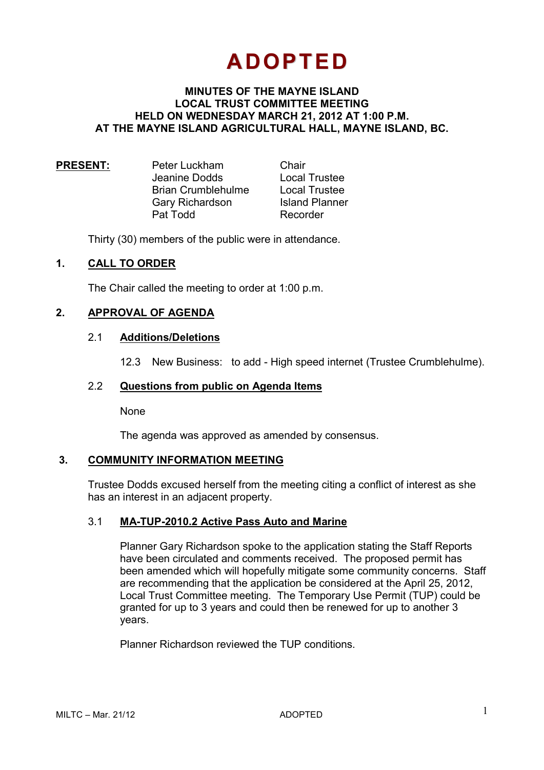# ADOPTED

**MINUTES OF THE MAYNE ISLAND LOCAL TRUST COMMITTEE MEETING HELD ON WEDNESDAY MARCH 21, 2012 AT 1:00 P.M. AT THE MAYNE ISLAND AGRICULTURAL HALL, MAYNE ISLAND, BC.**

| **PRESENT:** | Peter Luckham | Chair |
|---|---|---|
| | Jeanine Dodds | Local Trustee |
| | Brian Crumblehulme | Local Trustee |
| | Gary Richardson | Island Planner |
| | Pat Todd | Recorder |

Thirty (30) members of the public were in attendance.

## 1. CALL TO ORDER

The Chair called the meeting to order at 1:00 p.m.

## 2. APPROVAL OF AGENDA

### 2.1 Additions/Deletions

12.3 New Business: to add - High speed internet (Trustee Crumblehulme).

### 2.2 Questions from public on Agenda Items

None

The agenda was approved as amended by consensus.

## 3. COMMUNITY INFORMATION MEETING

Trustee Dodds excused herself from the meeting citing a conflict of interest as she has an interest in an adjacent property.

### 3.1 MA-TUP-2010.2 Active Pass Auto and Marine

Planner Gary Richardson spoke to the application stating the Staff Reports have been circulated and comments received. The proposed permit has been amended which will hopefully mitigate some community concerns. Staff are recommending that the application be considered at the April 25, 2012, Local Trust Committee meeting. The Temporary Use Permit (TUP) could be granted for up to 3 years and could then be renewed for up to another 3 years.

Planner Richardson reviewed the TUP conditions.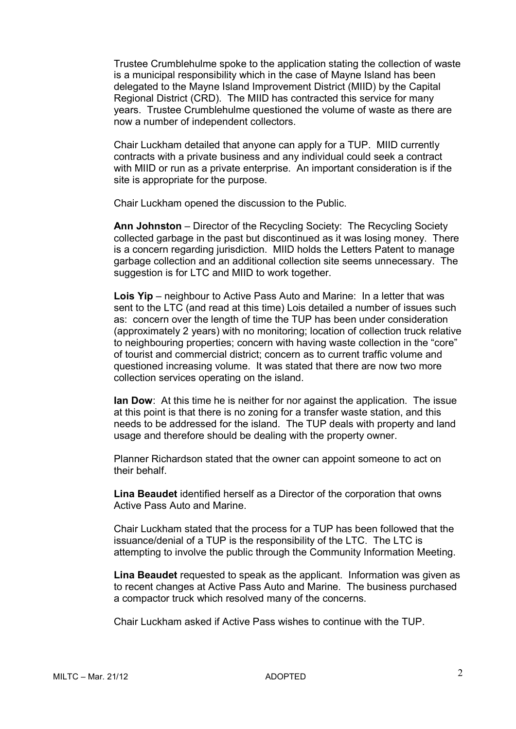Trustee Crumblehulme spoke to the application stating the collection of waste is a municipal responsibility which in the case of Mayne Island has been delegated to the Mayne Island Improvement District (MIID) by the Capital Regional District (CRD). The MIID has contracted this service for many years. Trustee Crumblehulme questioned the volume of waste as there are now a number of independent collectors.

Chair Luckham detailed that anyone can apply for a TUP. MIID currently contracts with a private business and any individual could seek a contract with MIID or run as a private enterprise. An important consideration is if the site is appropriate for the purpose.

Chair Luckham opened the discussion to the Public.

**Ann Johnston** – Director of the Recycling Society: The Recycling Society collected garbage in the past but discontinued as it was losing money. There is a concern regarding jurisdiction. MIID holds the Letters Patent to manage garbage collection and an additional collection site seems unnecessary. The suggestion is for LTC and MIID to work together.

**Lois Yip** – neighbour to Active Pass Auto and Marine: In a letter that was sent to the LTC (and read at this time) Lois detailed a number of issues such as: concern over the length of time the TUP has been under consideration (approximately 2 years) with no monitoring; location of collection truck relative to neighbouring properties; concern with having waste collection in the "core" of tourist and commercial district; concern as to current traffic volume and questioned increasing volume. It was stated that there are now two more collection services operating on the island.

**Ian Dow**: At this time he is neither for nor against the application. The issue at this point is that there is no zoning for a transfer waste station, and this needs to be addressed for the island. The TUP deals with property and land usage and therefore should be dealing with the property owner.

Planner Richardson stated that the owner can appoint someone to act on their behalf.

**Lina Beaudet** identified herself as a Director of the corporation that owns Active Pass Auto and Marine.

Chair Luckham stated that the process for a TUP has been followed that the issuance/denial of a TUP is the responsibility of the LTC. The LTC is attempting to involve the public through the Community Information Meeting.

**Lina Beaudet** requested to speak as the applicant. Information was given as to recent changes at Active Pass Auto and Marine. The business purchased a compactor truck which resolved many of the concerns.

Chair Luckham asked if Active Pass wishes to continue with the TUP.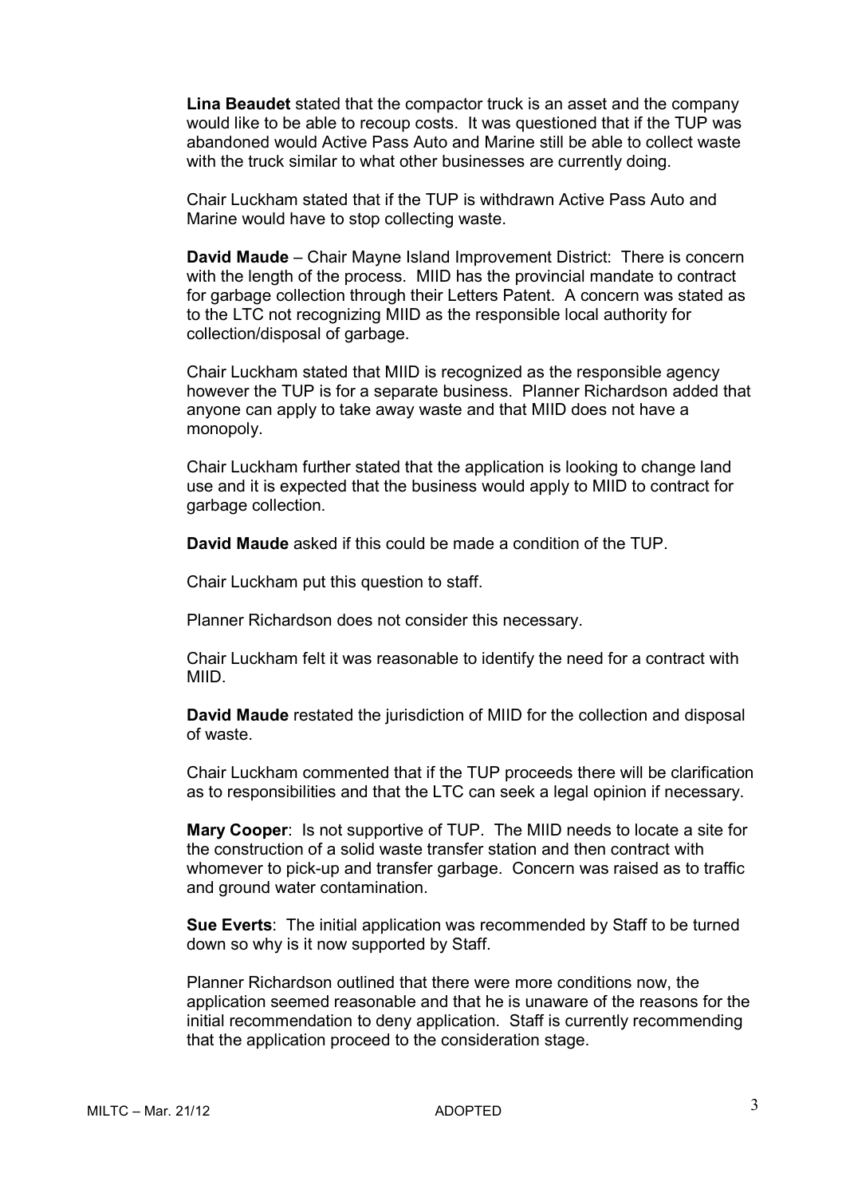**Lina Beaudet** stated that the compactor truck is an asset and the company would like to be able to recoup costs. It was questioned that if the TUP was abandoned would Active Pass Auto and Marine still be able to collect waste with the truck similar to what other businesses are currently doing.

Chair Luckham stated that if the TUP is withdrawn Active Pass Auto and Marine would have to stop collecting waste.

**David Maude** – Chair Mayne Island Improvement District: There is concern with the length of the process. MIID has the provincial mandate to contract for garbage collection through their Letters Patent. A concern was stated as to the LTC not recognizing MIID as the responsible local authority for collection/disposal of garbage.

Chair Luckham stated that MIID is recognized as the responsible agency however the TUP is for a separate business. Planner Richardson added that anyone can apply to take away waste and that MIID does not have a monopoly.

Chair Luckham further stated that the application is looking to change land use and it is expected that the business would apply to MIID to contract for garbage collection.

**David Maude** asked if this could be made a condition of the TUP.

Chair Luckham put this question to staff.

Planner Richardson does not consider this necessary.

Chair Luckham felt it was reasonable to identify the need for a contract with MIID.

**David Maude** restated the jurisdiction of MIID for the collection and disposal of waste.

Chair Luckham commented that if the TUP proceeds there will be clarification as to responsibilities and that the LTC can seek a legal opinion if necessary.

**Mary Cooper**: Is not supportive of TUP. The MIID needs to locate a site for the construction of a solid waste transfer station and then contract with whomever to pick-up and transfer garbage. Concern was raised as to traffic and ground water contamination.

**Sue Everts**: The initial application was recommended by Staff to be turned down so why is it now supported by Staff.

Planner Richardson outlined that there were more conditions now, the application seemed reasonable and that he is unaware of the reasons for the initial recommendation to deny application. Staff is currently recommending that the application proceed to the consideration stage.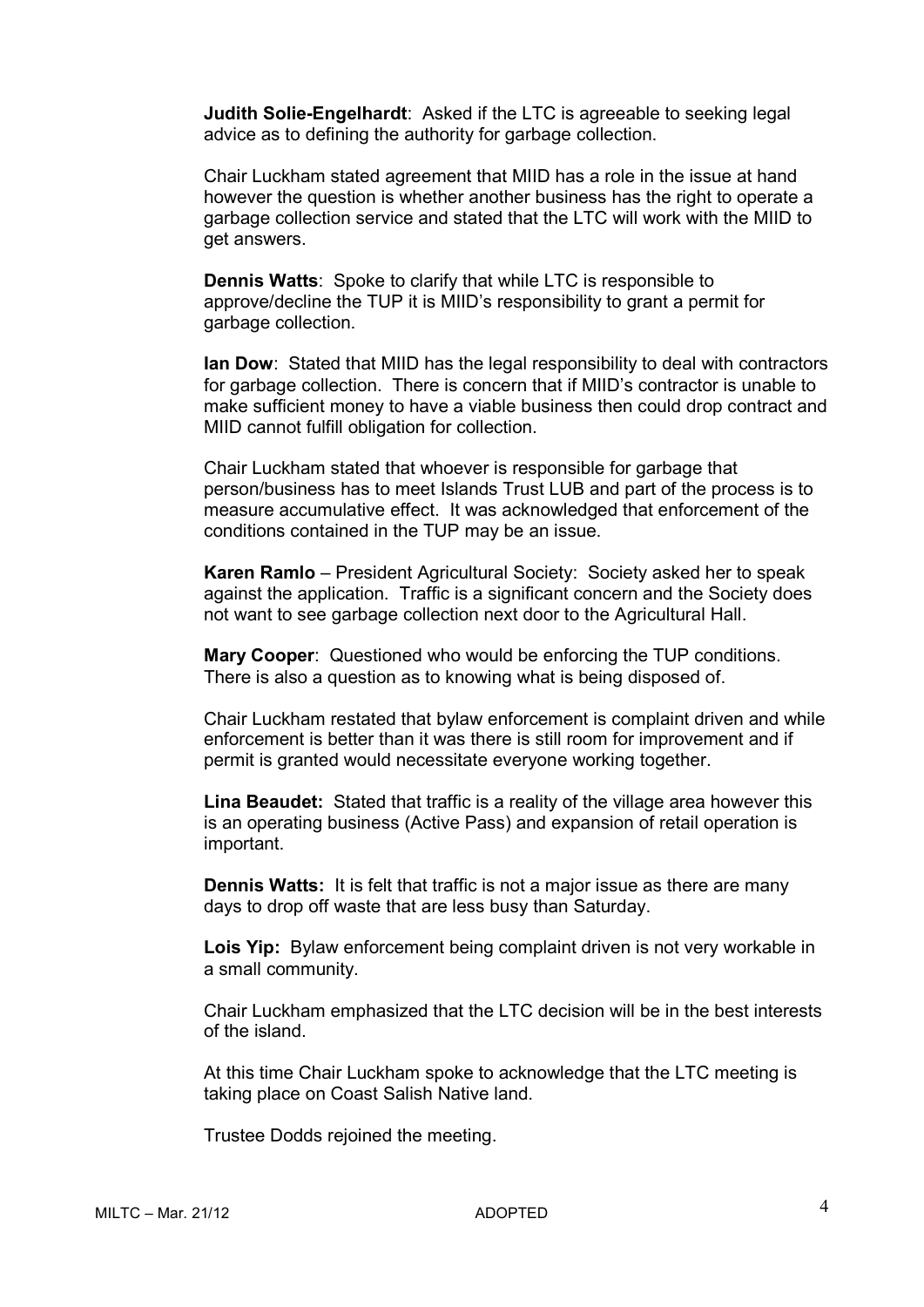**Judith Solie-Engelhardt**: Asked if the LTC is agreeable to seeking legal advice as to defining the authority for garbage collection.

Chair Luckham stated agreement that MIID has a role in the issue at hand however the question is whether another business has the right to operate a garbage collection service and stated that the LTC will work with the MIID to get answers.

**Dennis Watts**: Spoke to clarify that while LTC is responsible to approve/decline the TUP it is MIID's responsibility to grant a permit for garbage collection.

**Ian Dow**: Stated that MIID has the legal responsibility to deal with contractors for garbage collection. There is concern that if MIID's contractor is unable to make sufficient money to have a viable business then could drop contract and MIID cannot fulfill obligation for collection.

Chair Luckham stated that whoever is responsible for garbage that person/business has to meet Islands Trust LUB and part of the process is to measure accumulative effect. It was acknowledged that enforcement of the conditions contained in the TUP may be an issue.

**Karen Ramlo** – President Agricultural Society: Society asked her to speak against the application. Traffic is a significant concern and the Society does not want to see garbage collection next door to the Agricultural Hall.

**Mary Cooper**: Questioned who would be enforcing the TUP conditions. There is also a question as to knowing what is being disposed of.

Chair Luckham restated that bylaw enforcement is complaint driven and while enforcement is better than it was there is still room for improvement and if permit is granted would necessitate everyone working together.

**Lina Beaudet:** Stated that traffic is a reality of the village area however this is an operating business (Active Pass) and expansion of retail operation is important.

**Dennis Watts:** It is felt that traffic is not a major issue as there are many days to drop off waste that are less busy than Saturday.

**Lois Yip:** Bylaw enforcement being complaint driven is not very workable in a small community.

Chair Luckham emphasized that the LTC decision will be in the best interests of the island.

At this time Chair Luckham spoke to acknowledge that the LTC meeting is taking place on Coast Salish Native land.

Trustee Dodds rejoined the meeting.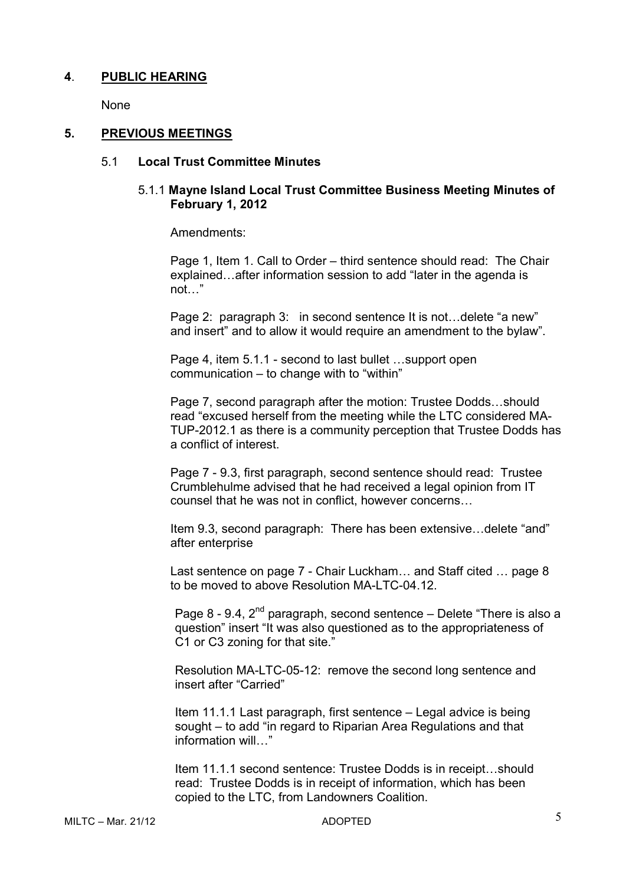## 4. PUBLIC HEARING

None

## 5. PREVIOUS MEETINGS

### 5.1 Local Trust Committee Minutes

#### 5.1.1 Mayne Island Local Trust Committee Business Meeting Minutes of February 1, 2012

Amendments:

Page 1, Item 1. Call to Order – third sentence should read: The Chair explained…after information session to add "later in the agenda is not…"

Page 2: paragraph 3: in second sentence It is not…delete "a new" and insert" and to allow it would require an amendment to the bylaw".

Page 4, item 5.1.1 - second to last bullet …support open communication – to change with to "within"

Page 7, second paragraph after the motion: Trustee Dodds…should read "excused herself from the meeting while the LTC considered MA-TUP-2012.1 as there is a community perception that Trustee Dodds has a conflict of interest.

Page 7 - 9.3, first paragraph, second sentence should read: Trustee Crumblehulme advised that he had received a legal opinion from IT counsel that he was not in conflict, however concerns…

Item 9.3, second paragraph: There has been extensive…delete "and" after enterprise

Last sentence on page 7 - Chair Luckham… and Staff cited … page 8 to be moved to above Resolution MA-LTC-04.12.

Page 8 - 9.4, 2nd paragraph, second sentence – Delete "There is also a question" insert "It was also questioned as to the appropriateness of C1 or C3 zoning for that site."

Resolution MA-LTC-05-12: remove the second long sentence and insert after "Carried"

Item 11.1.1 Last paragraph, first sentence – Legal advice is being sought – to add "in regard to Riparian Area Regulations and that information will…"

Item 11.1.1 second sentence: Trustee Dodds is in receipt…should read: Trustee Dodds is in receipt of information, which has been copied to the LTC, from Landowners Coalition.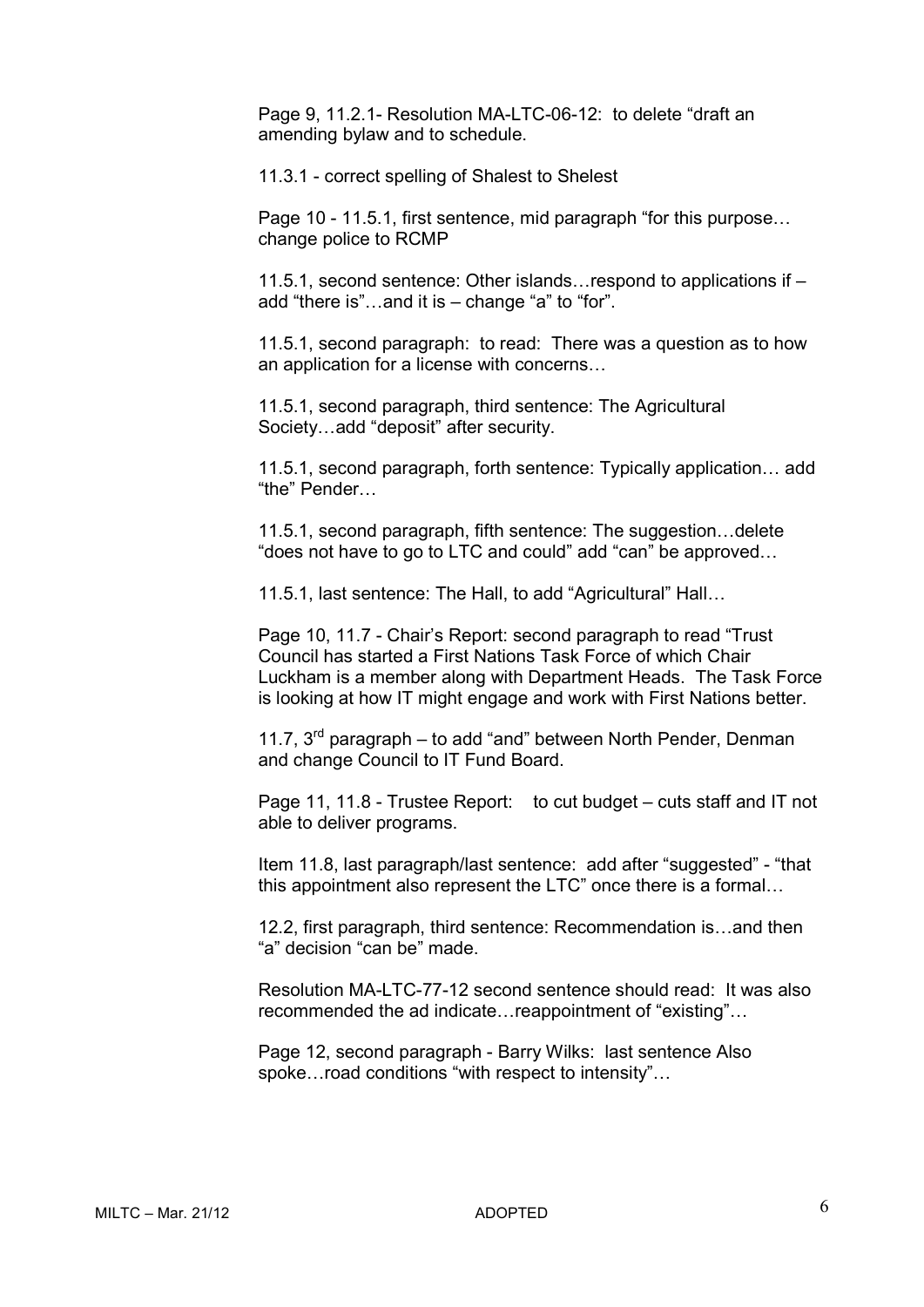Page 9, 11.2.1- Resolution MA-LTC-06-12: to delete "draft an amending bylaw and to schedule.

11.3.1 - correct spelling of Shalest to Shelest

Page 10 - 11.5.1, first sentence, mid paragraph "for this purpose… change police to RCMP

11.5.1, second sentence: Other islands…respond to applications if – add "there is"…and it is – change "a" to "for".

11.5.1, second paragraph: to read: There was a question as to how an application for a license with concerns…

11.5.1, second paragraph, third sentence: The Agricultural Society…add "deposit" after security.

11.5.1, second paragraph, forth sentence: Typically application… add "the" Pender…

11.5.1, second paragraph, fifth sentence: The suggestion…delete "does not have to go to LTC and could" add "can" be approved…

11.5.1, last sentence: The Hall, to add "Agricultural" Hall…

Page 10, 11.7 - Chair's Report: second paragraph to read "Trust Council has started a First Nations Task Force of which Chair Luckham is a member along with Department Heads. The Task Force is looking at how IT might engage and work with First Nations better.

11.7, 3rd paragraph – to add "and" between North Pender, Denman and change Council to IT Fund Board.

Page 11, 11.8 - Trustee Report: to cut budget – cuts staff and IT not able to deliver programs.

Item 11.8, last paragraph/last sentence: add after "suggested" - "that this appointment also represent the LTC" once there is a formal…

12.2, first paragraph, third sentence: Recommendation is…and then "a" decision "can be" made.

Resolution MA-LTC-77-12 second sentence should read: It was also recommended the ad indicate…reappointment of "existing"…

Page 12, second paragraph - Barry Wilks: last sentence Also spoke…road conditions "with respect to intensity"…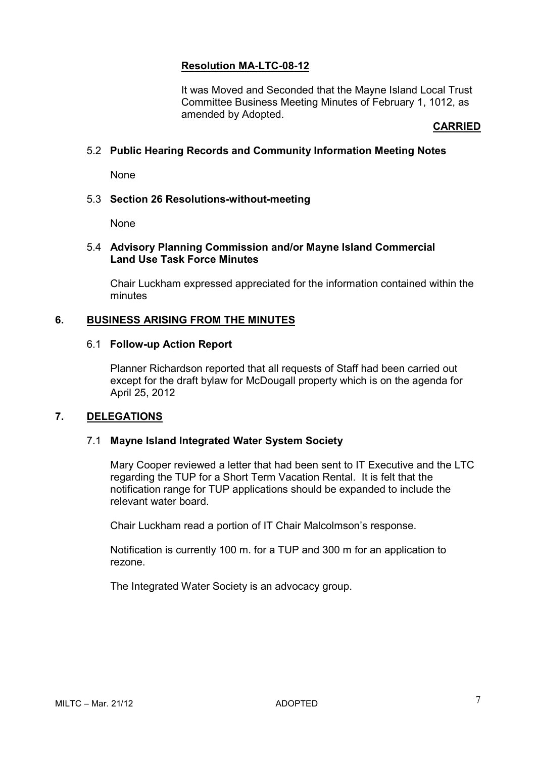**Resolution MA-LTC-08-12**

It was Moved and Seconded that the Mayne Island Local Trust Committee Business Meeting Minutes of February 1, 1012, as amended by Adopted.

**CARRIED**

5.2 **Public Hearing Records and Community Information Meeting Notes**

None

5.3 **Section 26 Resolutions-without-meeting**

None

5.4 **Advisory Planning Commission and/or Mayne Island Commercial Land Use Task Force Minutes**

Chair Luckham expressed appreciated for the information contained within the minutes

## 6. BUSINESS ARISING FROM THE MINUTES

6.1 **Follow-up Action Report**

Planner Richardson reported that all requests of Staff had been carried out except for the draft bylaw for McDougall property which is on the agenda for April 25, 2012

## 7. DELEGATIONS

7.1 **Mayne Island Integrated Water System Society**

Mary Cooper reviewed a letter that had been sent to IT Executive and the LTC regarding the TUP for a Short Term Vacation Rental. It is felt that the notification range for TUP applications should be expanded to include the relevant water board.

Chair Luckham read a portion of IT Chair Malcolmson's response.

Notification is currently 100 m. for a TUP and 300 m for an application to rezone.

The Integrated Water Society is an advocacy group.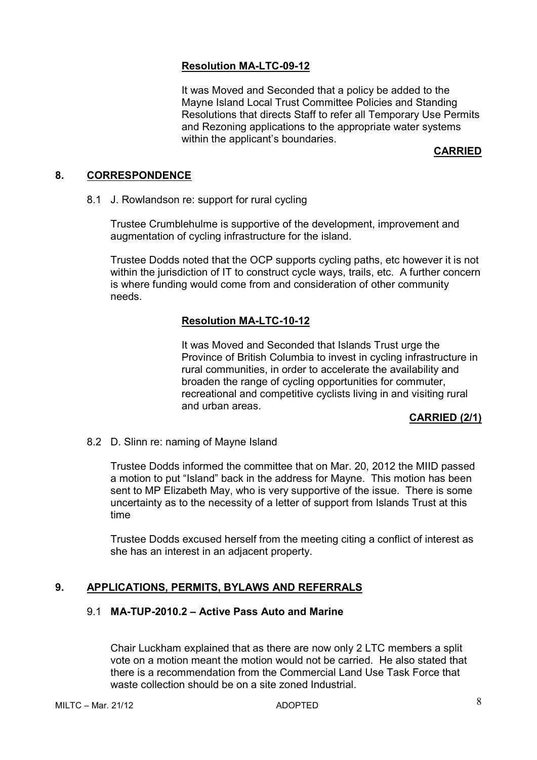**Resolution MA-LTC-09-12**

It was Moved and Seconded that a policy be added to the Mayne Island Local Trust Committee Policies and Standing Resolutions that directs Staff to refer all Temporary Use Permits and Rezoning applications to the appropriate water systems within the applicant's boundaries.

**CARRIED**

## 8. CORRESPONDENCE

8.1 J. Rowlandson re: support for rural cycling

Trustee Crumblehulme is supportive of the development, improvement and augmentation of cycling infrastructure for the island.

Trustee Dodds noted that the OCP supports cycling paths, etc however it is not within the jurisdiction of IT to construct cycle ways, trails, etc. A further concern is where funding would come from and consideration of other community needs.

**Resolution MA-LTC-10-12**

It was Moved and Seconded that Islands Trust urge the Province of British Columbia to invest in cycling infrastructure in rural communities, in order to accelerate the availability and broaden the range of cycling opportunities for commuter, recreational and competitive cyclists living in and visiting rural and urban areas.

**CARRIED (2/1)**

8.2 D. Slinn re: naming of Mayne Island

Trustee Dodds informed the committee that on Mar. 20, 2012 the MIID passed a motion to put "Island" back in the address for Mayne. This motion has been sent to MP Elizabeth May, who is very supportive of the issue. There is some uncertainty as to the necessity of a letter of support from Islands Trust at this time

Trustee Dodds excused herself from the meeting citing a conflict of interest as she has an interest in an adjacent property.

## 9. APPLICATIONS, PERMITS, BYLAWS AND REFERRALS

### 9.1 MA-TUP-2010.2 – Active Pass Auto and Marine

Chair Luckham explained that as there are now only 2 LTC members a split vote on a motion meant the motion would not be carried. He also stated that there is a recommendation from the Commercial Land Use Task Force that waste collection should be on a site zoned Industrial.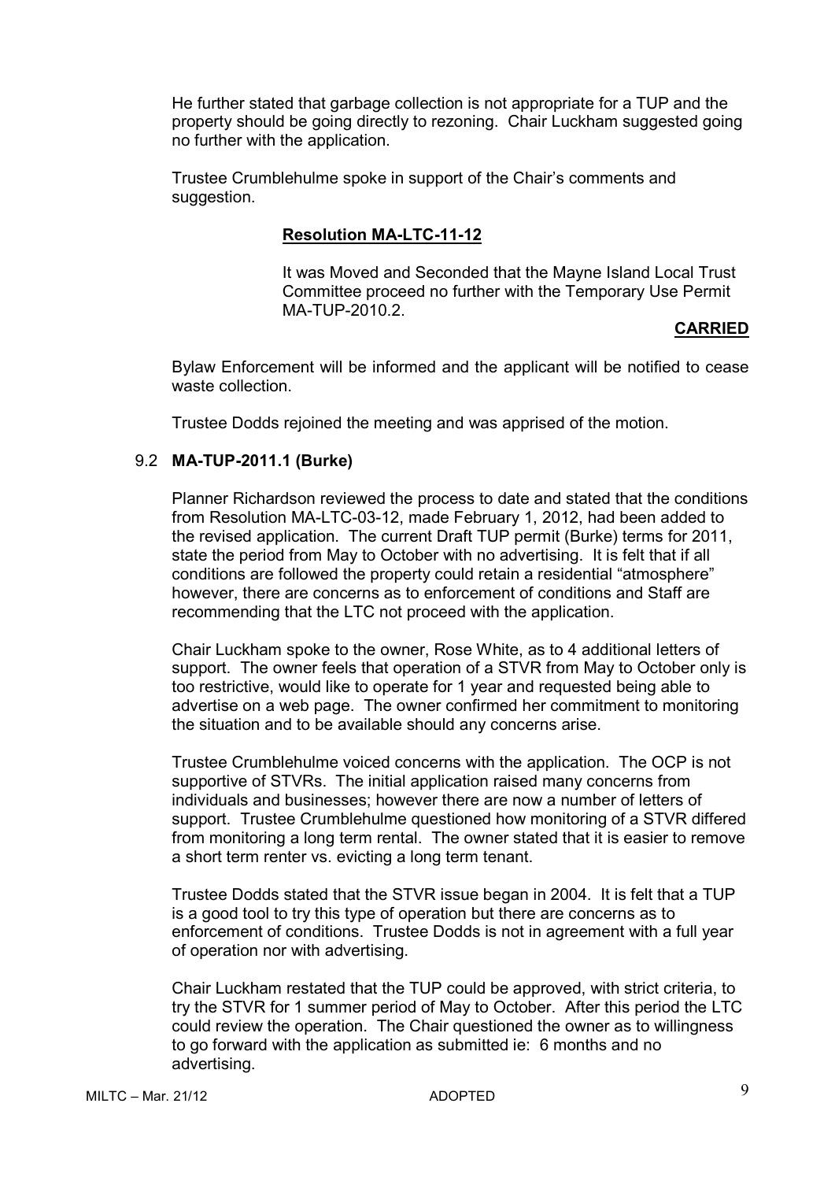He further stated that garbage collection is not appropriate for a TUP and the property should be going directly to rezoning. Chair Luckham suggested going no further with the application.

Trustee Crumblehulme spoke in support of the Chair's comments and suggestion.

**Resolution MA-LTC-11-12**

It was Moved and Seconded that the Mayne Island Local Trust Committee proceed no further with the Temporary Use Permit MA-TUP-2010.2.

**CARRIED**

Bylaw Enforcement will be informed and the applicant will be notified to cease waste collection.

Trustee Dodds rejoined the meeting and was apprised of the motion.

9.2 **MA-TUP-2011.1 (Burke)**

Planner Richardson reviewed the process to date and stated that the conditions from Resolution MA-LTC-03-12, made February 1, 2012, had been added to the revised application. The current Draft TUP permit (Burke) terms for 2011, state the period from May to October with no advertising. It is felt that if all conditions are followed the property could retain a residential "atmosphere" however, there are concerns as to enforcement of conditions and Staff are recommending that the LTC not proceed with the application.

Chair Luckham spoke to the owner, Rose White, as to 4 additional letters of support. The owner feels that operation of a STVR from May to October only is too restrictive, would like to operate for 1 year and requested being able to advertise on a web page. The owner confirmed her commitment to monitoring the situation and to be available should any concerns arise.

Trustee Crumblehulme voiced concerns with the application. The OCP is not supportive of STVRs. The initial application raised many concerns from individuals and businesses; however there are now a number of letters of support. Trustee Crumblehulme questioned how monitoring of a STVR differed from monitoring a long term rental. The owner stated that it is easier to remove a short term renter vs. evicting a long term tenant.

Trustee Dodds stated that the STVR issue began in 2004. It is felt that a TUP is a good tool to try this type of operation but there are concerns as to enforcement of conditions. Trustee Dodds is not in agreement with a full year of operation nor with advertising.

Chair Luckham restated that the TUP could be approved, with strict criteria, to try the STVR for 1 summer period of May to October. After this period the LTC could review the operation. The Chair questioned the owner as to willingness to go forward with the application as submitted ie: 6 months and no advertising.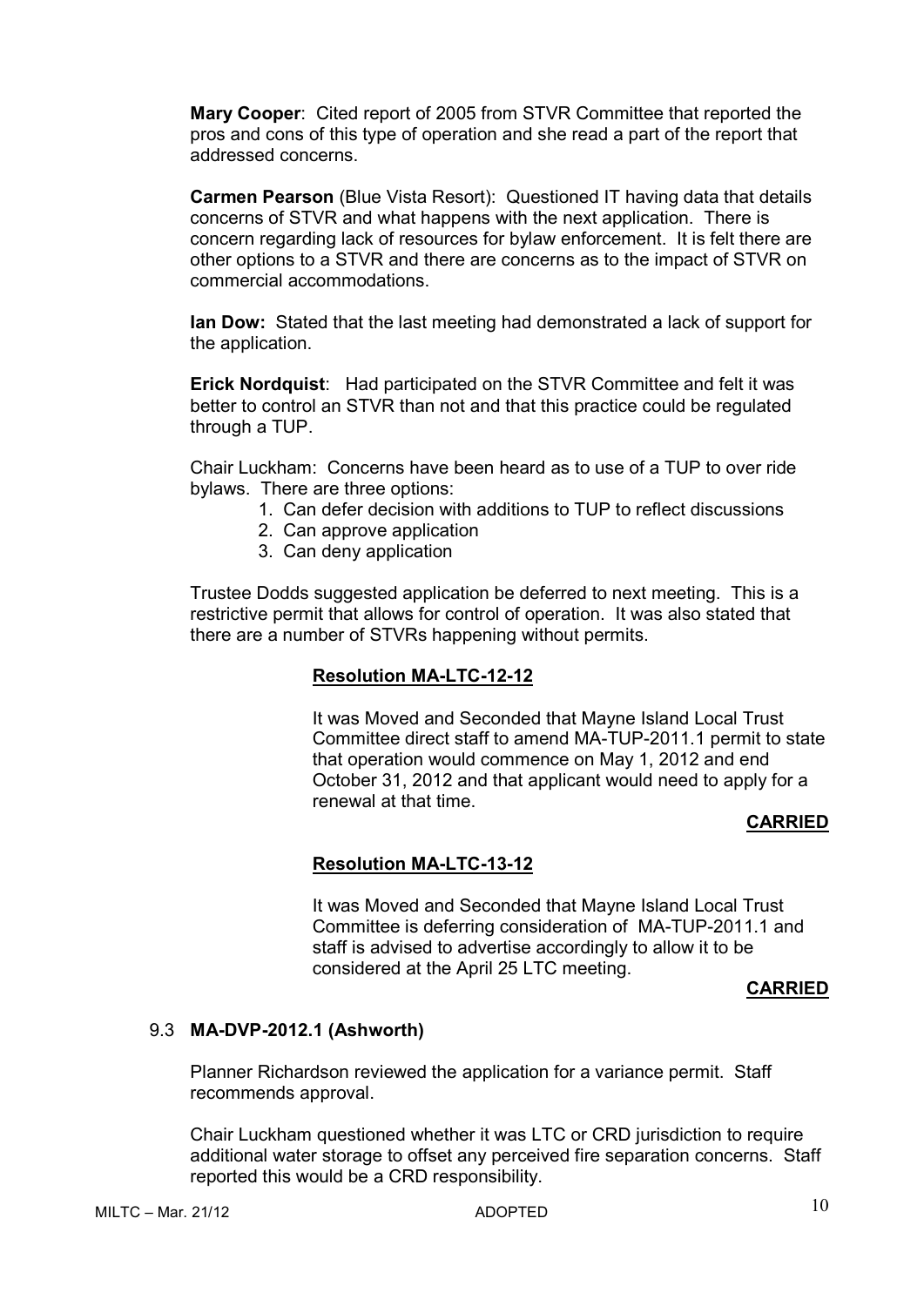**Mary Cooper**: Cited report of 2005 from STVR Committee that reported the pros and cons of this type of operation and she read a part of the report that addressed concerns.

**Carmen Pearson** (Blue Vista Resort): Questioned IT having data that details concerns of STVR and what happens with the next application. There is concern regarding lack of resources for bylaw enforcement. It is felt there are other options to a STVR and there are concerns as to the impact of STVR on commercial accommodations.

**Ian Dow:** Stated that the last meeting had demonstrated a lack of support for the application.

**Erick Nordquist**: Had participated on the STVR Committee and felt it was better to control an STVR than not and that this practice could be regulated through a TUP.

Chair Luckham: Concerns have been heard as to use of a TUP to over ride bylaws. There are three options:

1. Can defer decision with additions to TUP to reflect discussions
2. Can approve application
3. Can deny application

Trustee Dodds suggested application be deferred to next meeting. This is a restrictive permit that allows for control of operation. It was also stated that there are a number of STVRs happening without permits.

**Resolution MA-LTC-12-12**

It was Moved and Seconded that Mayne Island Local Trust Committee direct staff to amend MA-TUP-2011.1 permit to state that operation would commence on May 1, 2012 and end October 31, 2012 and that applicant would need to apply for a renewal at that time.

**CARRIED**

**Resolution MA-LTC-13-12**

It was Moved and Seconded that Mayne Island Local Trust Committee is deferring consideration of MA-TUP-2011.1 and staff is advised to advertise accordingly to allow it to be considered at the April 25 LTC meeting.

**CARRIED**

9.3 **MA-DVP-2012.1 (Ashworth)**

Planner Richardson reviewed the application for a variance permit. Staff recommends approval.

Chair Luckham questioned whether it was LTC or CRD jurisdiction to require additional water storage to offset any perceived fire separation concerns. Staff reported this would be a CRD responsibility.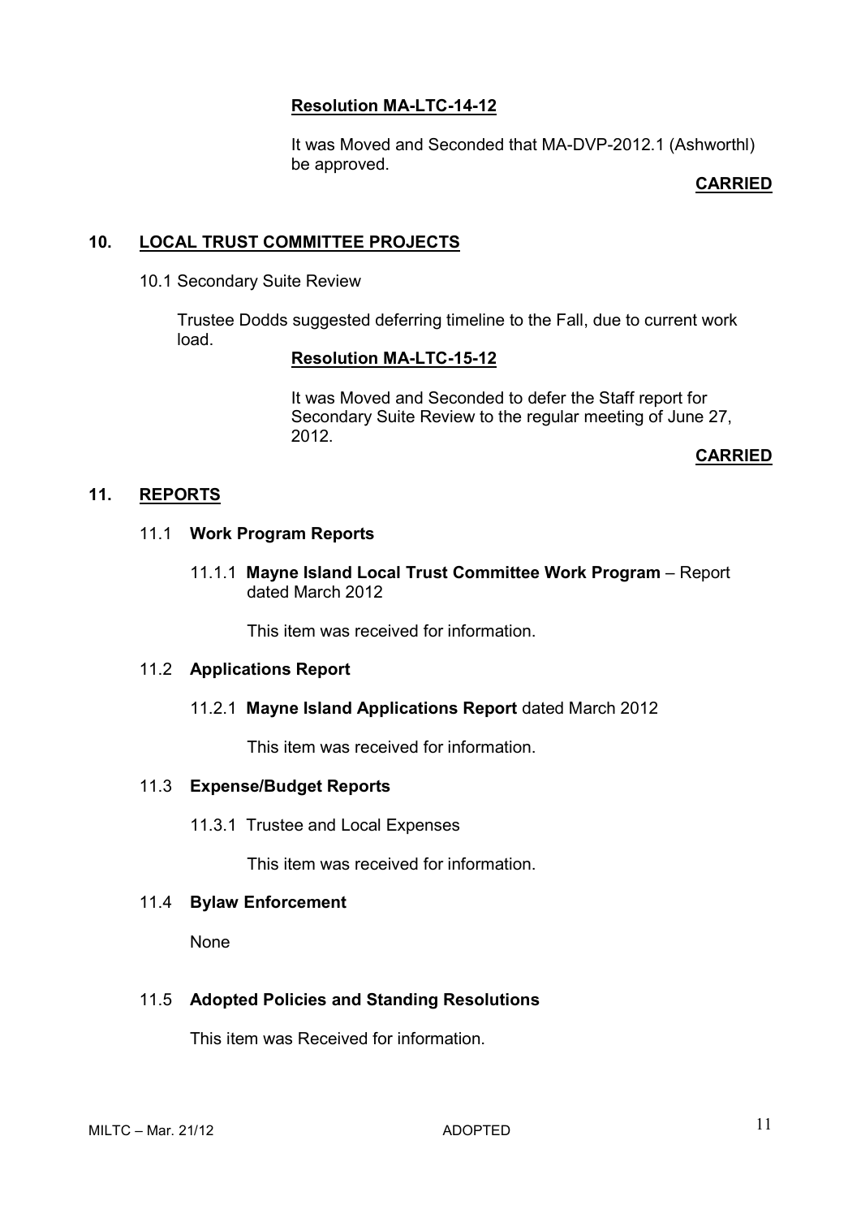**Resolution MA-LTC-14-12**

It was Moved and Seconded that MA-DVP-2012.1 (Ashworthl) be approved.

**CARRIED**

## 10. LOCAL TRUST COMMITTEE PROJECTS

10.1 Secondary Suite Review

Trustee Dodds suggested deferring timeline to the Fall, due to current work load.

**Resolution MA-LTC-15-12**

It was Moved and Seconded to defer the Staff report for Secondary Suite Review to the regular meeting of June 27, 2012.

**CARRIED**

## 11. REPORTS

### 11.1 Work Program Reports

11.1.1 **Mayne Island Local Trust Committee Work Program** – Report dated March 2012

This item was received for information.

### 11.2 Applications Report

11.2.1 **Mayne Island Applications Report** dated March 2012

This item was received for information.

### 11.3 Expense/Budget Reports

11.3.1 Trustee and Local Expenses

This item was received for information.

### 11.4 Bylaw Enforcement

None

### 11.5 Adopted Policies and Standing Resolutions

This item was Received for information.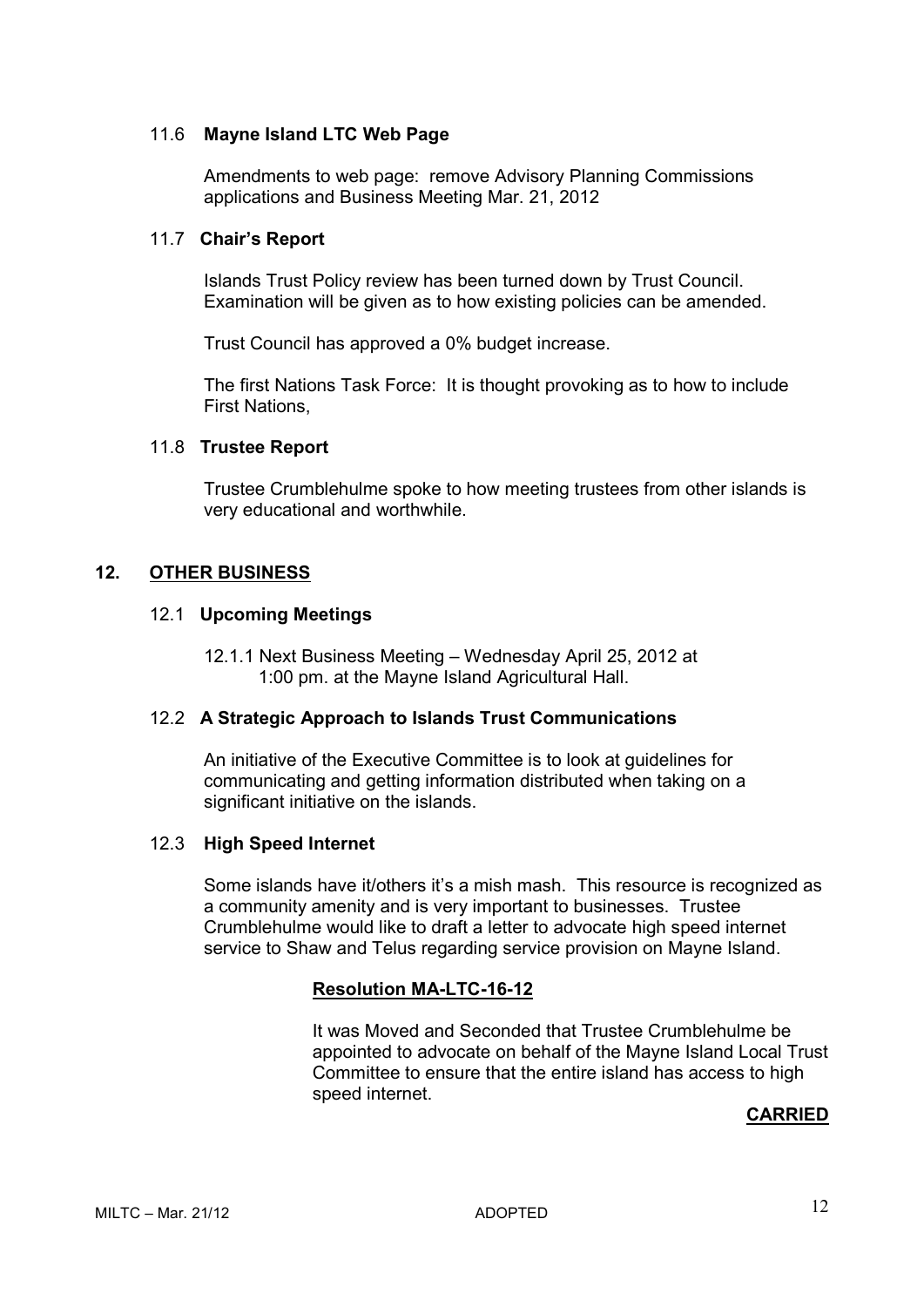### 11.6 **Mayne Island LTC Web Page**

Amendments to web page: remove Advisory Planning Commissions applications and Business Meeting Mar. 21, 2012

### 11.7 **Chair's Report**

Islands Trust Policy review has been turned down by Trust Council. Examination will be given as to how existing policies can be amended.

Trust Council has approved a 0% budget increase.

The first Nations Task Force: It is thought provoking as to how to include First Nations,

### 11.8 **Trustee Report**

Trustee Crumblehulme spoke to how meeting trustees from other islands is very educational and worthwhile.

## 12. **OTHER BUSINESS**

### 12.1 **Upcoming Meetings**

12.1.1 Next Business Meeting – Wednesday April 25, 2012 at 1:00 pm. at the Mayne Island Agricultural Hall.

### 12.2 **A Strategic Approach to Islands Trust Communications**

An initiative of the Executive Committee is to look at guidelines for communicating and getting information distributed when taking on a significant initiative on the islands.

### 12.3 **High Speed Internet**

Some islands have it/others it's a mish mash. This resource is recognized as a community amenity and is very important to businesses. Trustee Crumblehulme would like to draft a letter to advocate high speed internet service to Shaw and Telus regarding service provision on Mayne Island.

**Resolution MA-LTC-16-12**

It was Moved and Seconded that Trustee Crumblehulme be appointed to advocate on behalf of the Mayne Island Local Trust Committee to ensure that the entire island has access to high speed internet.

**CARRIED**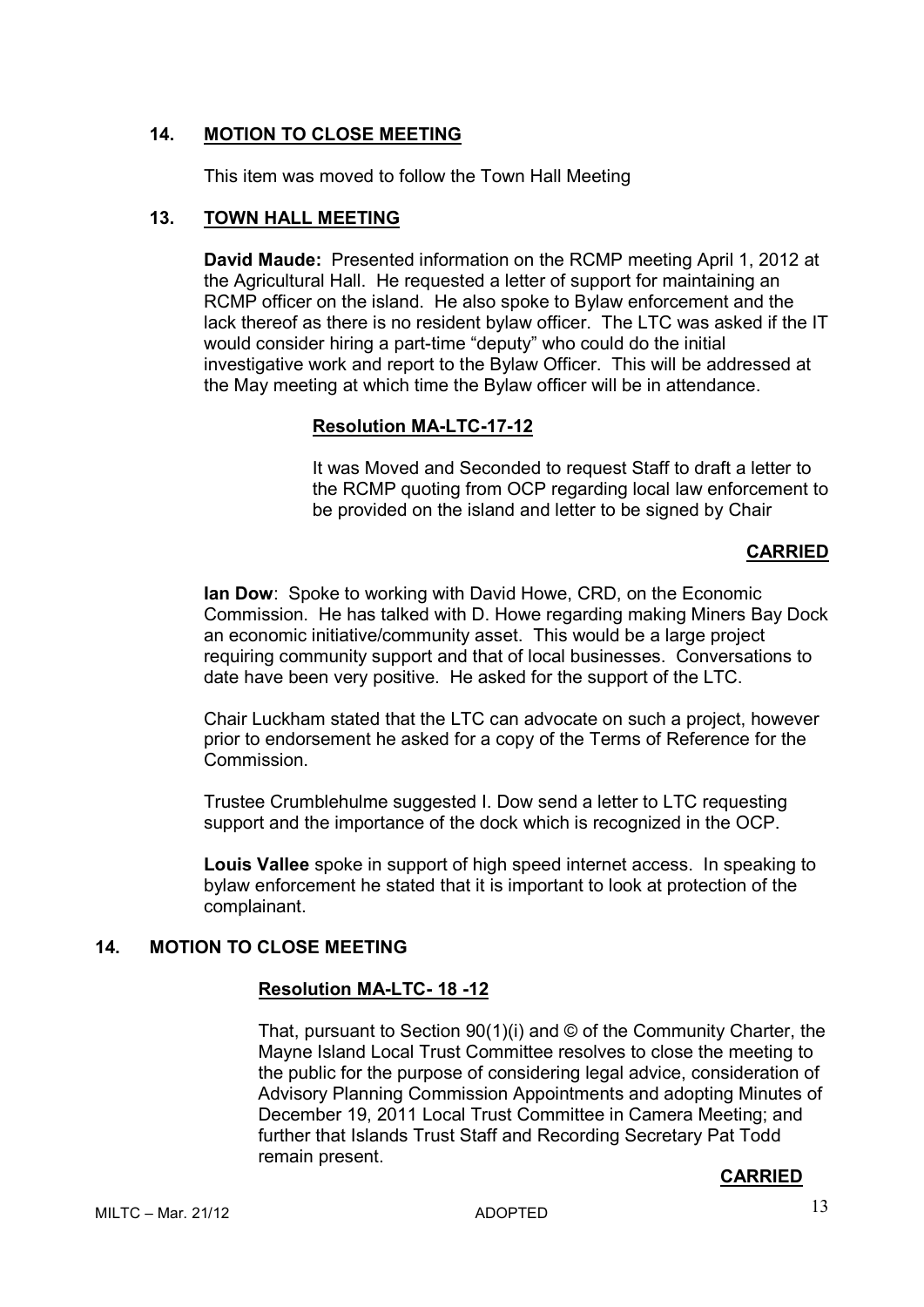## 14. MOTION TO CLOSE MEETING

This item was moved to follow the Town Hall Meeting

## 13. TOWN HALL MEETING

**David Maude:** Presented information on the RCMP meeting April 1, 2012 at the Agricultural Hall. He requested a letter of support for maintaining an RCMP officer on the island. He also spoke to Bylaw enforcement and the lack thereof as there is no resident bylaw officer. The LTC was asked if the IT would consider hiring a part-time "deputy" who could do the initial investigative work and report to the Bylaw Officer. This will be addressed at the May meeting at which time the Bylaw officer will be in attendance.

**Resolution MA-LTC-17-12**

It was Moved and Seconded to request Staff to draft a letter to the RCMP quoting from OCP regarding local law enforcement to be provided on the island and letter to be signed by Chair

**CARRIED**

**Ian Dow**: Spoke to working with David Howe, CRD, on the Economic Commission. He has talked with D. Howe regarding making Miners Bay Dock an economic initiative/community asset. This would be a large project requiring community support and that of local businesses. Conversations to date have been very positive. He asked for the support of the LTC.

Chair Luckham stated that the LTC can advocate on such a project, however prior to endorsement he asked for a copy of the Terms of Reference for the Commission.

Trustee Crumblehulme suggested I. Dow send a letter to LTC requesting support and the importance of the dock which is recognized in the OCP.

**Louis Vallee** spoke in support of high speed internet access. In speaking to bylaw enforcement he stated that it is important to look at protection of the complainant.

## 14. MOTION TO CLOSE MEETING

**Resolution MA-LTC- 18 -12**

That, pursuant to Section 90(1)(i) and © of the Community Charter, the Mayne Island Local Trust Committee resolves to close the meeting to the public for the purpose of considering legal advice, consideration of Advisory Planning Commission Appointments and adopting Minutes of December 19, 2011 Local Trust Committee in Camera Meeting; and further that Islands Trust Staff and Recording Secretary Pat Todd remain present.

**CARRIED**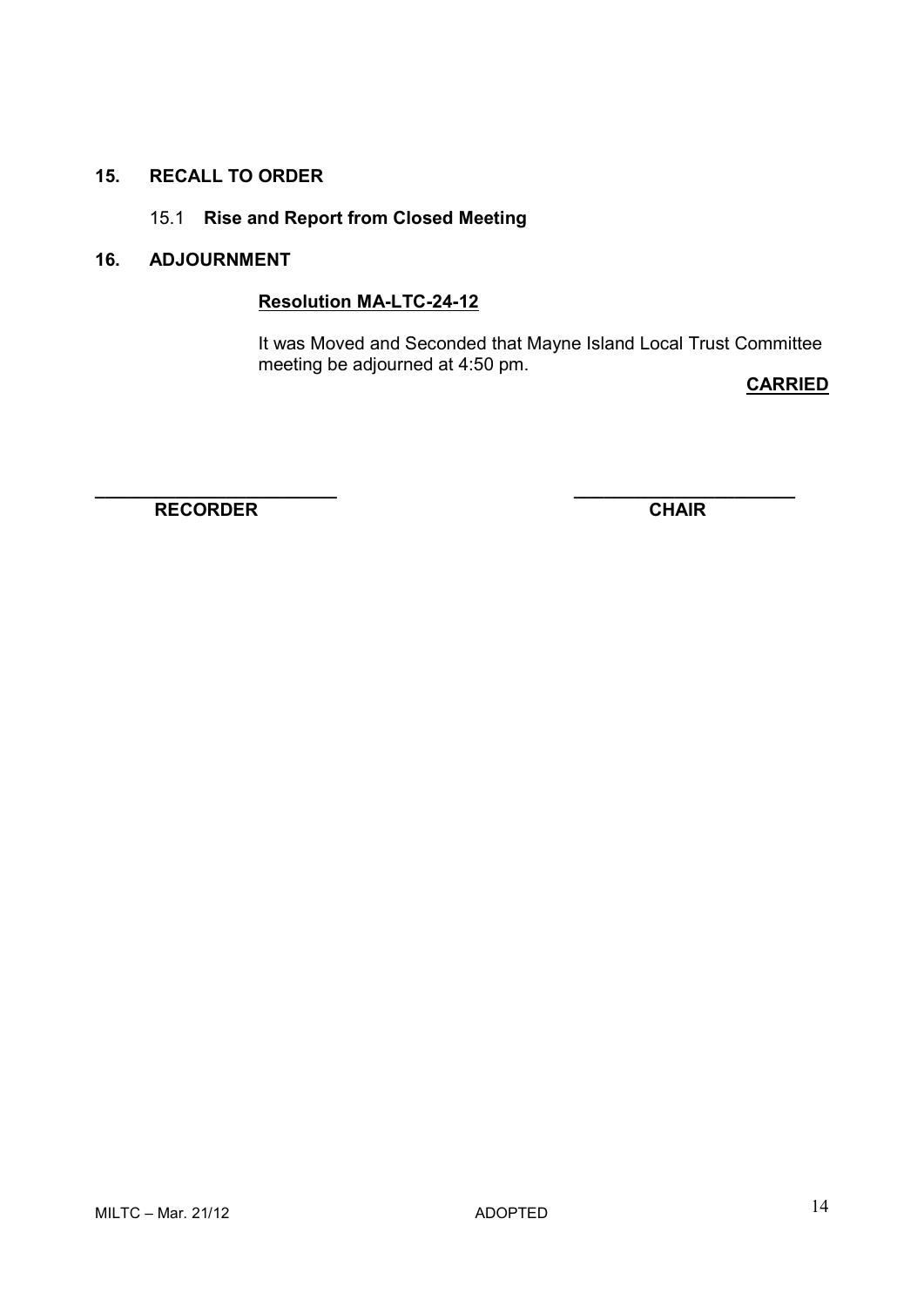## 15. RECALL TO ORDER

### 15.1 Rise and Report from Closed Meeting

## 16. ADJOURNMENT

**Resolution MA-LTC-24-12**

It was Moved and Seconded that Mayne Island Local Trust Committee meeting be adjourned at 4:50 pm.

**CARRIED**

\_\_\_\_\_\_\_\_\_\_\_\_\_\_\_\_\_\_\_\_\_\_\_\_\_ \_\_\_\_\_\_\_\_\_\_\_\_\_\_\_\_\_\_\_\_\_\_\_\_\_

**RECORDER** **CHAIR**

MILTC – Mar. 21/12 ADOPTED